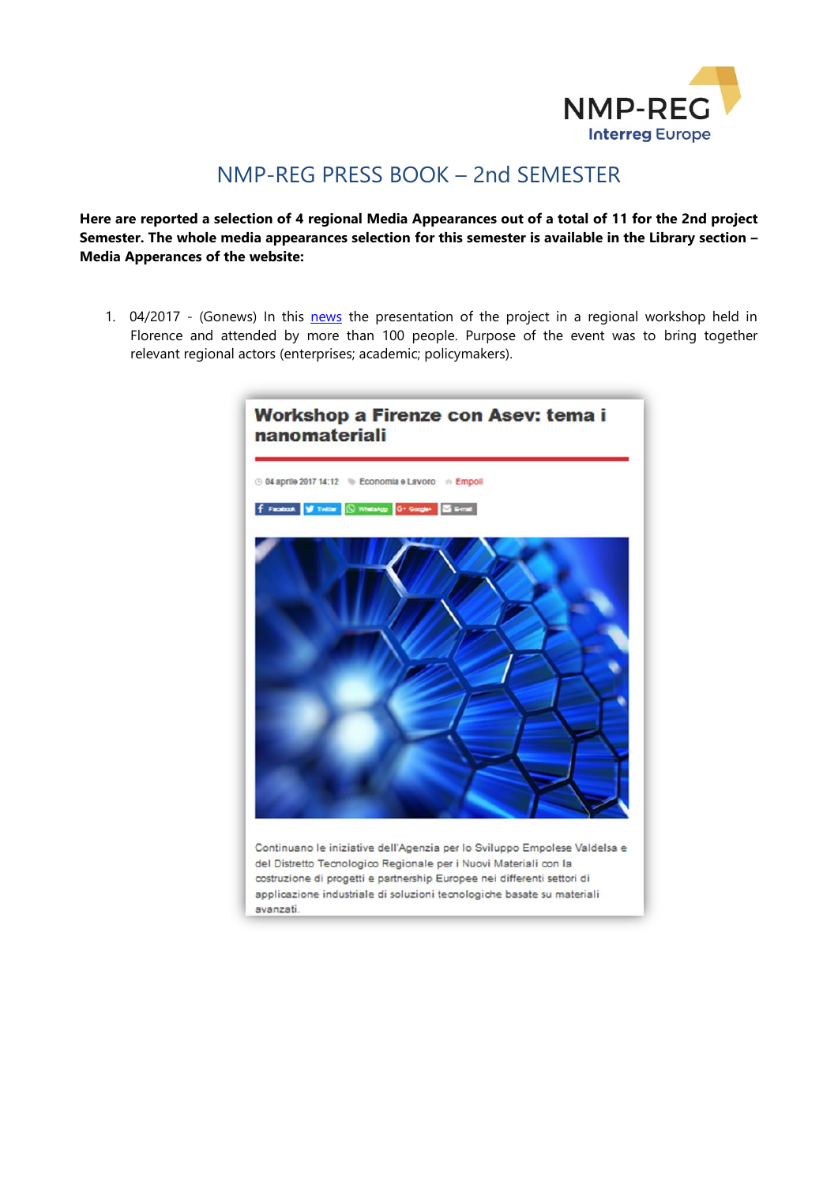# NMP-REG PRESS BOOK – 2nd SEMESTER

**Here are reported a selection of 4 regional Media Appearances out of a total of 11 for the 2nd project Semester. The whole media appearances selection for this semester is available in the Library section – Media Apperances of the website:**

1. 04/2017 - (Gonews) In this news the presentation of the project in a regional workshop held in Florence and attended by more than 100 people. Purpose of the event was to bring together relevant regional actors (enterprises; academic; policymakers).

**Workshop a Firenze con Asev: tema i nanomateriali**

04 aprile 2017 14:12 Economia e Lavoro Empoli

Continuano le iniziative dell'Agenzia per lo Sviluppo Empolese Valdelsa e del Distretto Tecnologico Regionale per i Nuovi Materiali con la costruzione di progetti e partnership Europee nei differenti settori di applicazione industriale di soluzioni tecnologiche basate su materiali avanzati.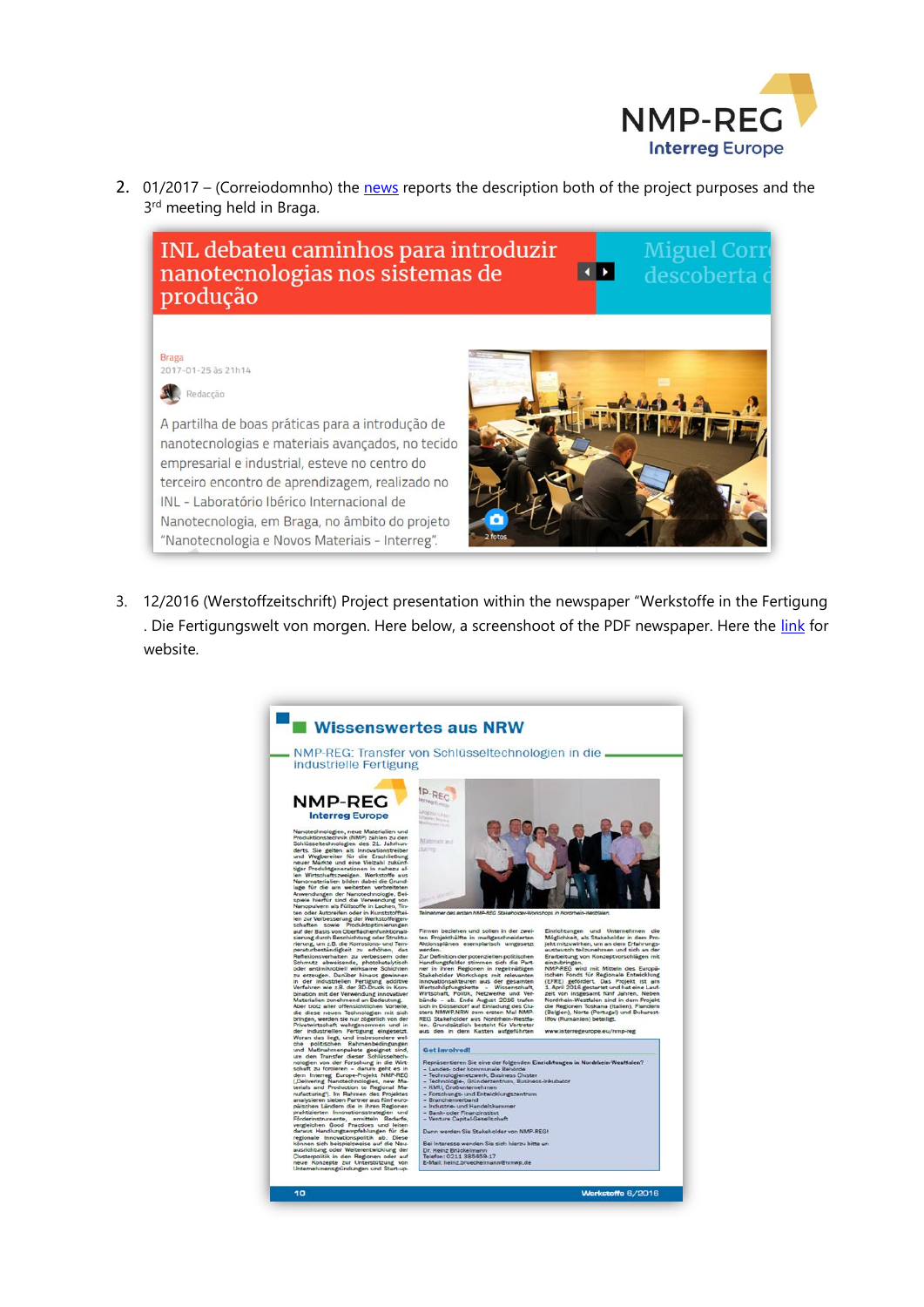2. 01/2017 – (Correiodomnho) the news reports the description both of the project purposes and the 3rd meeting held in Braga.

# INL debateu caminhos para introduzir nanotecnologias nos sistemas de produção

Braga
2017-01-25 às 21h14

Redacção

A partilha de boas práticas para a introdução de nanotecnologias e materiais avançados, no tecido empresarial e industrial, esteve no centro do terceiro encontro de aprendizagem, realizado no INL - Laboratório Ibérico Internacional de Nanotecnologia, em Braga, no âmbito do projeto "Nanotecnologia e Novos Materiais – Interreg".

3. 12/2016 (Werstoffzeitschrift) Project presentation within the newspaper "Werkstoffe in the Fertigung . Die Fertigungswelt von morgen. Here below, a screenshoot of the PDF newspaper. Here the link for website.

## Wissenswertes aus NRW

### NMP-REG: Transfer von Schlüsseltechnologien in die industrielle Fertigung

NMP-REG
Interreg Europe

Teilnehmer des ersten NMP-REG Stakeholder-Workshops in Nordrhein-Westfalen.

Get involved!

10 Werkstoffe 6/2016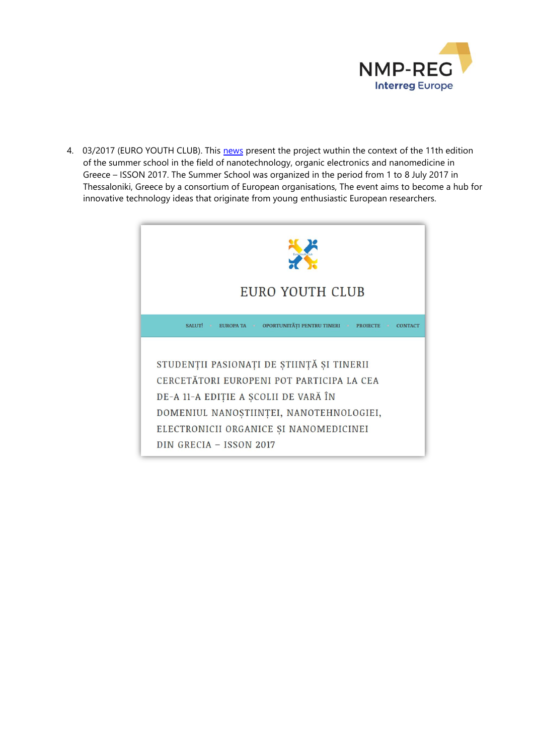4. 03/2017 (EURO YOUTH CLUB). This news present the project wuthin the context of the 11th edition of the summer school in the field of nanotechnology, organic electronics and nanomedicine in Greece – ISSON 2017. The Summer School was organized in the period from 1 to 8 July 2017 in Thessaloniki, Greece by a consortium of European organisations, The event aims to become a hub for innovative technology ideas that originate from young enthusiastic European researchers.

EURO YOUTH CLUB

SALUT! · EUROPA TA · OPORTUNITĂȚI PENTRU TINERI · PROIECTE · CONTACT

STUDENȚII PASIONAȚI DE ȘTIINȚĂ ȘI TINERII CERCETĂTORI EUROPENI POT PARTICIPA LA CEA DE-A 11-A EDIȚIE A ȘCOLII DE VARĂ ÎN DOMENIUL NANOȘTIINȚEI, NANOTEHNOLOGIEI, ELECTRONICII ORGANICE ȘI NANOMEDICINEI DIN GRECIA – ISSON 2017